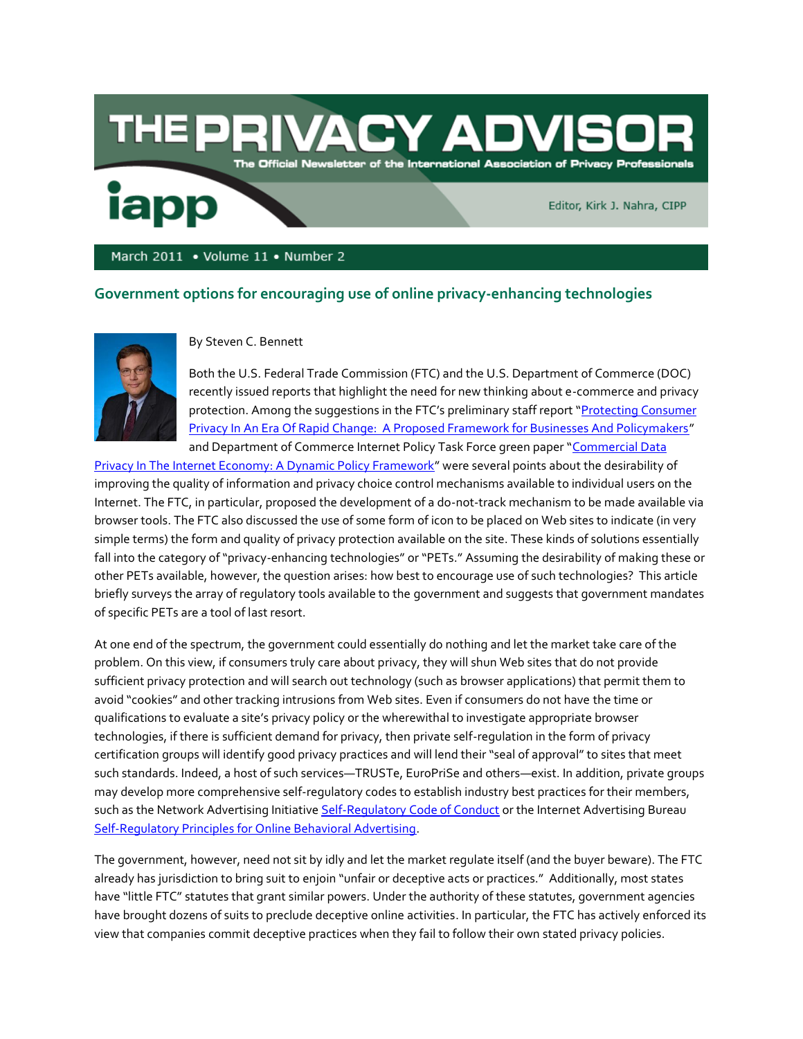# THE PRIVACY ADVISOR

The Official Newsletter of the International Association of Privacy Professionals

iapp

Editor, Kirk J. Nahra, CIPP

March 2011 • Volume 11 • Number 2

## Government options for encouraging use of online privacy-enhancing technologies

By Steven C. Bennett

Both the U.S. Federal Trade Commission (FTC) and the U.S. Department of Commerce (DOC) recently issued reports that highlight the need for new thinking about e-commerce and privacy protection. Among the suggestions in the FTC's preliminary staff report "Protecting Consumer Privacy In An Era Of Rapid Change: A Proposed Framework for Businesses And Policymakers" and Department of Commerce Internet Policy Task Force green paper "Commercial Data Privacy In The Internet Economy: A Dynamic Policy Framework" were several points about the desirability of improving the quality of information and privacy choice control mechanisms available to individual users on the Internet. The FTC, in particular, proposed the development of a do-not-track mechanism to be made available via browser tools. The FTC also discussed the use of some form of icon to be placed on Web sites to indicate (in very simple terms) the form and quality of privacy protection available on the site. These kinds of solutions essentially fall into the category of "privacy-enhancing technologies" or "PETs." Assuming the desirability of making these or other PETs available, however, the question arises: how best to encourage use of such technologies? This article briefly surveys the array of regulatory tools available to the government and suggests that government mandates of specific PETs are a tool of last resort.

At one end of the spectrum, the government could essentially do nothing and let the market take care of the problem. On this view, if consumers truly care about privacy, they will shun Web sites that do not provide sufficient privacy protection and will search out technology (such as browser applications) that permit them to avoid "cookies" and other tracking intrusions from Web sites. Even if consumers do not have the time or qualifications to evaluate a site's privacy policy or the wherewithal to investigate appropriate browser technologies, if there is sufficient demand for privacy, then private self-regulation in the form of privacy certification groups will identify good privacy practices and will lend their "seal of approval" to sites that meet such standards. Indeed, a host of such services—TRUSTe, EuroPriSe and others—exist. In addition, private groups may develop more comprehensive self-regulatory codes to establish industry best practices for their members, such as the Network Advertising Initiative Self-Regulatory Code of Conduct or the Internet Advertising Bureau Self-Regulatory Principles for Online Behavioral Advertising.

The government, however, need not sit by idly and let the market regulate itself (and the buyer beware). The FTC already has jurisdiction to bring suit to enjoin "unfair or deceptive acts or practices." Additionally, most states have "little FTC" statutes that grant similar powers. Under the authority of these statutes, government agencies have brought dozens of suits to preclude deceptive online activities. In particular, the FTC has actively enforced its view that companies commit deceptive practices when they fail to follow their own stated privacy policies.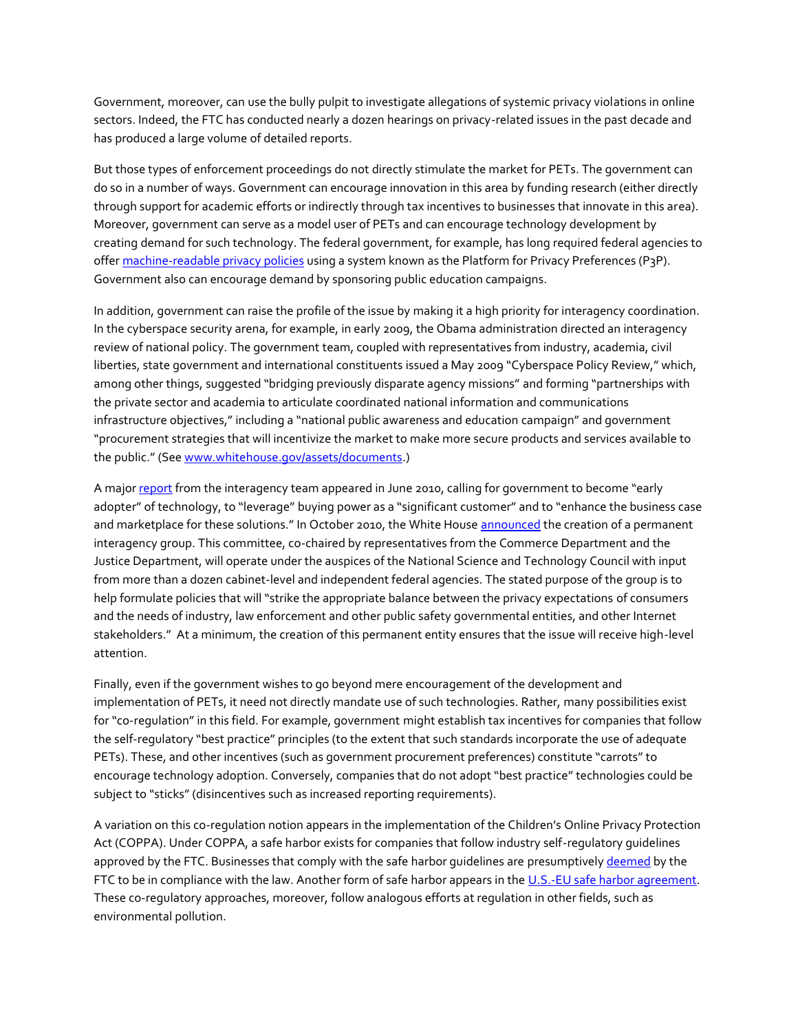Government, moreover, can use the bully pulpit to investigate allegations of systemic privacy violations in online sectors. Indeed, the FTC has conducted nearly a dozen hearings on privacy-related issues in the past decade and has produced a large volume of detailed reports.

But those types of enforcement proceedings do not directly stimulate the market for PETs. The government can do so in a number of ways. Government can encourage innovation in this area by funding research (either directly through support for academic efforts or indirectly through tax incentives to businesses that innovate in this area). Moreover, government can serve as a model user of PETs and can encourage technology development by creating demand for such technology. The federal government, for example, has long required federal agencies to offer machine-readable privacy policies using a system known as the Platform for Privacy Preferences (P3P). Government also can encourage demand by sponsoring public education campaigns.

In addition, government can raise the profile of the issue by making it a high priority for interagency coordination. In the cyberspace security arena, for example, in early 2009, the Obama administration directed an interagency review of national policy. The government team, coupled with representatives from industry, academia, civil liberties, state government and international constituents issued a May 2009 "Cyberspace Policy Review," which, among other things, suggested "bridging previously disparate agency missions" and forming "partnerships with the private sector and academia to articulate coordinated national information and communications infrastructure objectives," including a "national public awareness and education campaign" and government "procurement strategies that will incentivize the market to make more secure products and services available to the public." (See www.whitehouse.gov/assets/documents.)

A major report from the interagency team appeared in June 2010, calling for government to become "early adopter" of technology, to "leverage" buying power as a "significant customer" and to "enhance the business case and marketplace for these solutions." In October 2010, the White House announced the creation of a permanent interagency group. This committee, co-chaired by representatives from the Commerce Department and the Justice Department, will operate under the auspices of the National Science and Technology Council with input from more than a dozen cabinet-level and independent federal agencies. The stated purpose of the group is to help formulate policies that will "strike the appropriate balance between the privacy expectations of consumers and the needs of industry, law enforcement and other public safety governmental entities, and other Internet stakeholders." At a minimum, the creation of this permanent entity ensures that the issue will receive high-level attention.

Finally, even if the government wishes to go beyond mere encouragement of the development and implementation of PETs, it need not directly mandate use of such technologies. Rather, many possibilities exist for "co-regulation" in this field. For example, government might establish tax incentives for companies that follow the self-regulatory "best practice" principles (to the extent that such standards incorporate the use of adequate PETs). These, and other incentives (such as government procurement preferences) constitute "carrots" to encourage technology adoption. Conversely, companies that do not adopt "best practice" technologies could be subject to "sticks" (disincentives such as increased reporting requirements).

A variation on this co-regulation notion appears in the implementation of the Children's Online Privacy Protection Act (COPPA). Under COPPA, a safe harbor exists for companies that follow industry self-regulatory guidelines approved by the FTC. Businesses that comply with the safe harbor guidelines are presumptively deemed by the FTC to be in compliance with the law. Another form of safe harbor appears in the U.S.-EU safe harbor agreement. These co-regulatory approaches, moreover, follow analogous efforts at regulation in other fields, such as environmental pollution.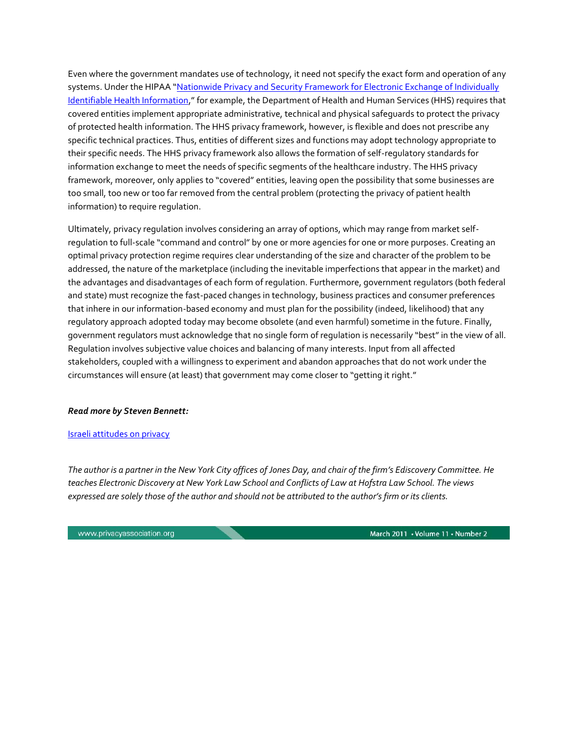Even where the government mandates use of technology, it need not specify the exact form and operation of any systems. Under the HIPAA "Nationwide Privacy and Security Framework for Electronic Exchange of Individually Identifiable Health Information," for example, the Department of Health and Human Services (HHS) requires that covered entities implement appropriate administrative, technical and physical safeguards to protect the privacy of protected health information. The HHS privacy framework, however, is flexible and does not prescribe any specific technical practices. Thus, entities of different sizes and functions may adopt technology appropriate to their specific needs. The HHS privacy framework also allows the formation of self-regulatory standards for information exchange to meet the needs of specific segments of the healthcare industry. The HHS privacy framework, moreover, only applies to "covered" entities, leaving open the possibility that some businesses are too small, too new or too far removed from the central problem (protecting the privacy of patient health information) to require regulation.

Ultimately, privacy regulation involves considering an array of options, which may range from market self-regulation to full-scale "command and control" by one or more agencies for one or more purposes. Creating an optimal privacy protection regime requires clear understanding of the size and character of the problem to be addressed, the nature of the marketplace (including the inevitable imperfections that appear in the market) and the advantages and disadvantages of each form of regulation. Furthermore, government regulators (both federal and state) must recognize the fast-paced changes in technology, business practices and consumer preferences that inhere in our information-based economy and must plan for the possibility (indeed, likelihood) that any regulatory approach adopted today may become obsolete (and even harmful) sometime in the future. Finally, government regulators must acknowledge that no single form of regulation is necessarily "best" in the view of all. Regulation involves subjective value choices and balancing of many interests. Input from all affected stakeholders, coupled with a willingness to experiment and abandon approaches that do not work under the circumstances will ensure (at least) that government may come closer to "getting it right."

***Read more by Steven Bennett:***

Israeli attitudes on privacy

*The author is a partner in the New York City offices of Jones Day, and chair of the firm's Ediscovery Committee. He teaches Electronic Discovery at New York Law School and Conflicts of Law at Hofstra Law School. The views expressed are solely those of the author and should not be attributed to the author's firm or its clients.*